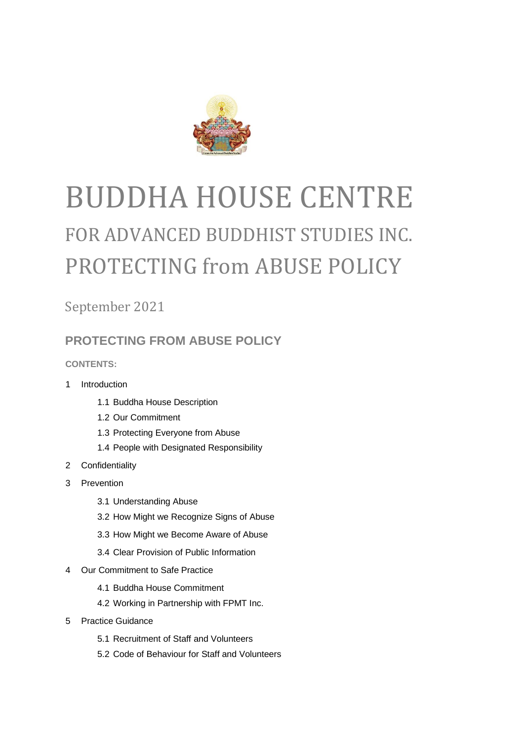# BUDDHA HOUSE CENTRE

# FOR ADVANCED BUDDHIST STUDIES INC.

# PROTECTING from ABUSE POLICY

September 2021

## PROTECTING FROM ABUSE POLICY

**CONTENTS:**

1 Introduction
  - 1.1 Buddha House Description
  - 1.2 Our Commitment
  - 1.3 Protecting Everyone from Abuse
  - 1.4 People with Designated Responsibility

2 Confidentiality

3 Prevention
  - 3.1 Understanding Abuse
  - 3.2 How Might we Recognize Signs of Abuse
  - 3.3 How Might we Become Aware of Abuse
  - 3.4 Clear Provision of Public Information

4 Our Commitment to Safe Practice
  - 4.1 Buddha House Commitment
  - 4.2 Working in Partnership with FPMT Inc.

5 Practice Guidance
  - 5.1 Recruitment of Staff and Volunteers
  - 5.2 Code of Behaviour for Staff and Volunteers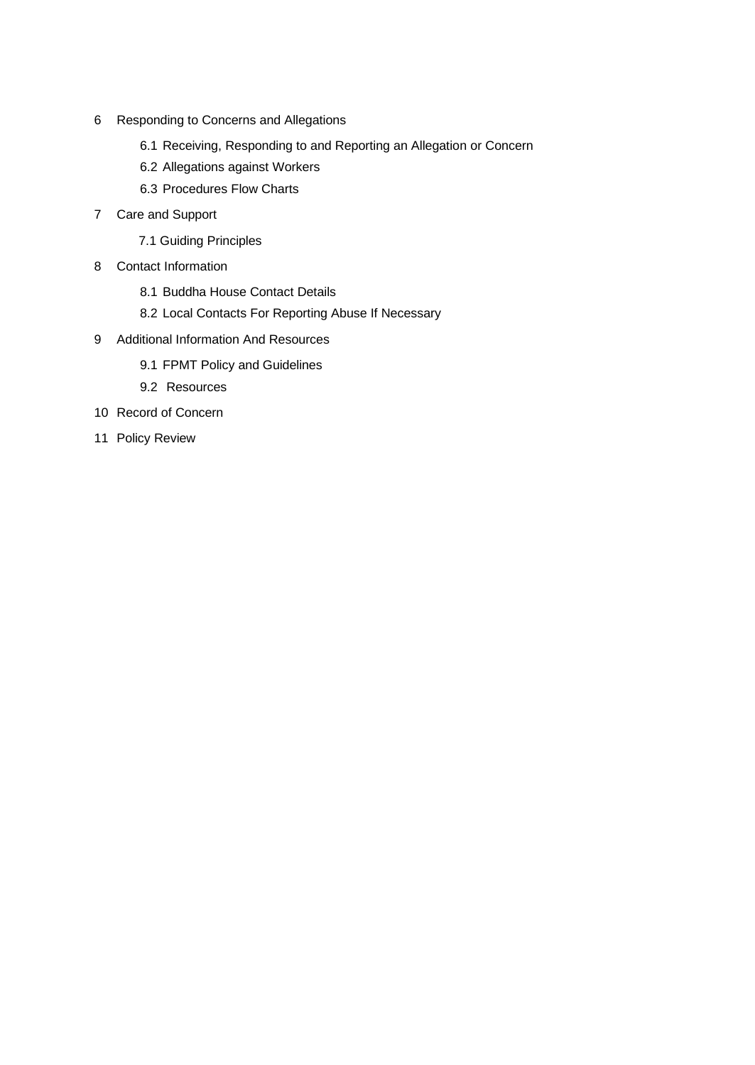6 Responding to Concerns and Allegations

    6.1 Receiving, Responding to and Reporting an Allegation or Concern

    6.2 Allegations against Workers

    6.3 Procedures Flow Charts

7 Care and Support

    7.1 Guiding Principles

8 Contact Information

    8.1 Buddha House Contact Details

    8.2 Local Contacts For Reporting Abuse If Necessary

9 Additional Information And Resources

    9.1 FPMT Policy and Guidelines

    9.2 Resources

10 Record of Concern

11 Policy Review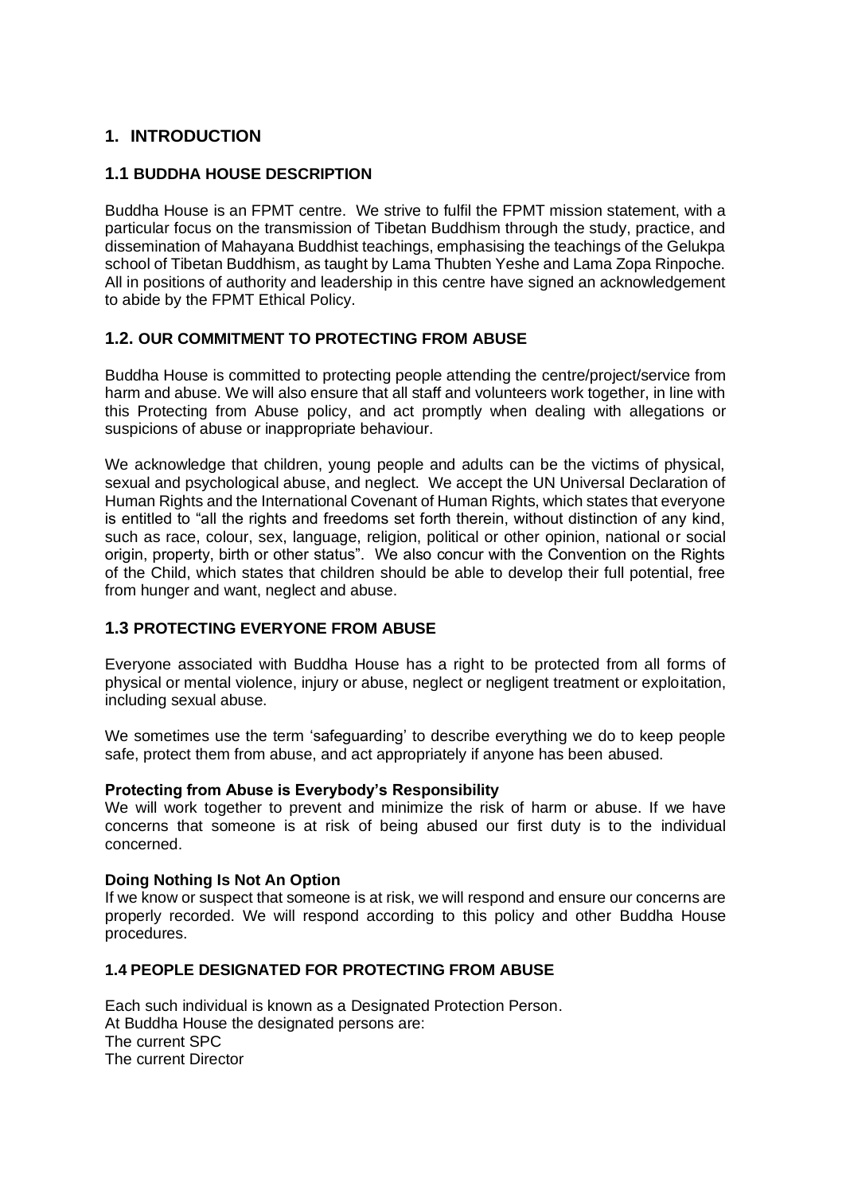# 1. INTRODUCTION

## 1.1 BUDDHA HOUSE DESCRIPTION

Buddha House is an FPMT centre. We strive to fulfil the FPMT mission statement, with a particular focus on the transmission of Tibetan Buddhism through the study, practice, and dissemination of Mahayana Buddhist teachings, emphasising the teachings of the Gelukpa school of Tibetan Buddhism, as taught by Lama Thubten Yeshe and Lama Zopa Rinpoche. All in positions of authority and leadership in this centre have signed an acknowledgement to abide by the FPMT Ethical Policy.

## 1.2. OUR COMMITMENT TO PROTECTING FROM ABUSE

Buddha House is committed to protecting people attending the centre/project/service from harm and abuse. We will also ensure that all staff and volunteers work together, in line with this Protecting from Abuse policy, and act promptly when dealing with allegations or suspicions of abuse or inappropriate behaviour.

We acknowledge that children, young people and adults can be the victims of physical, sexual and psychological abuse, and neglect. We accept the UN Universal Declaration of Human Rights and the International Covenant of Human Rights, which states that everyone is entitled to "all the rights and freedoms set forth therein, without distinction of any kind, such as race, colour, sex, language, religion, political or other opinion, national or social origin, property, birth or other status". We also concur with the Convention on the Rights of the Child, which states that children should be able to develop their full potential, free from hunger and want, neglect and abuse.

## 1.3 PROTECTING EVERYONE FROM ABUSE

Everyone associated with Buddha House has a right to be protected from all forms of physical or mental violence, injury or abuse, neglect or negligent treatment or exploitation, including sexual abuse.

We sometimes use the term 'safeguarding' to describe everything we do to keep people safe, protect them from abuse, and act appropriately if anyone has been abused.

**Protecting from Abuse is Everybody's Responsibility**
We will work together to prevent and minimize the risk of harm or abuse. If we have concerns that someone is at risk of being abused our first duty is to the individual concerned.

**Doing Nothing Is Not An Option**
If we know or suspect that someone is at risk, we will respond and ensure our concerns are properly recorded. We will respond according to this policy and other Buddha House procedures.

## 1.4 PEOPLE DESIGNATED FOR PROTECTING FROM ABUSE

Each such individual is known as a Designated Protection Person.
At Buddha House the designated persons are:
The current SPC
The current Director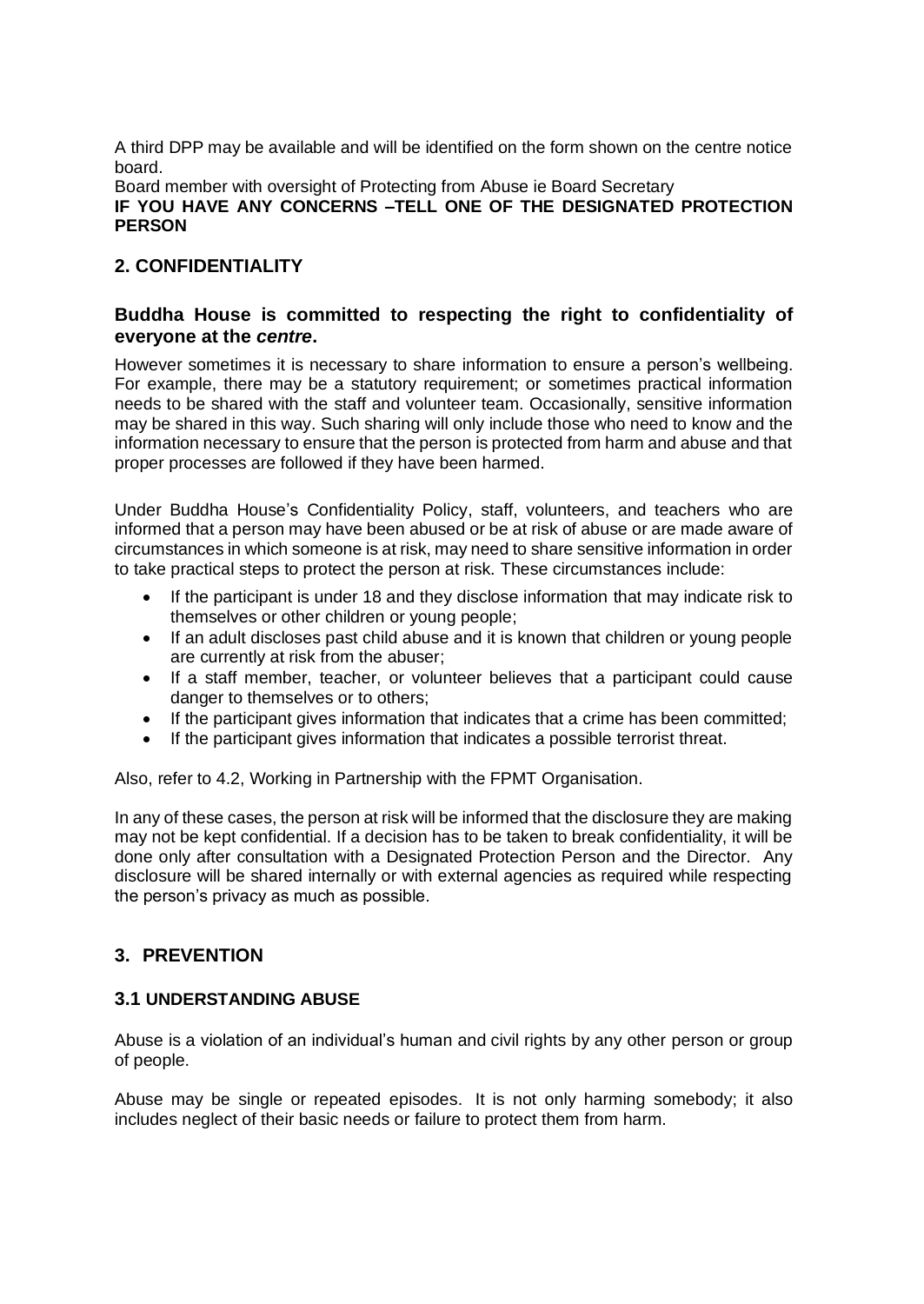A third DPP may be available and will be identified on the form shown on the centre notice board.

Board member with oversight of Protecting from Abuse ie Board Secretary

**IF YOU HAVE ANY CONCERNS –TELL ONE OF THE DESIGNATED PROTECTION PERSON**

## 2. CONFIDENTIALITY

### Buddha House is committed to respecting the right to confidentiality of everyone at the *centre*.

However sometimes it is necessary to share information to ensure a person's wellbeing. For example, there may be a statutory requirement; or sometimes practical information needs to be shared with the staff and volunteer team. Occasionally, sensitive information may be shared in this way. Such sharing will only include those who need to know and the information necessary to ensure that the person is protected from harm and abuse and that proper processes are followed if they have been harmed.

Under Buddha House's Confidentiality Policy, staff, volunteers, and teachers who are informed that a person may have been abused or be at risk of abuse or are made aware of circumstances in which someone is at risk, may need to share sensitive information in order to take practical steps to protect the person at risk. These circumstances include:

- If the participant is under 18 and they disclose information that may indicate risk to themselves or other children or young people;
- If an adult discloses past child abuse and it is known that children or young people are currently at risk from the abuser;
- If a staff member, teacher, or volunteer believes that a participant could cause danger to themselves or to others;
- If the participant gives information that indicates that a crime has been committed;
- If the participant gives information that indicates a possible terrorist threat.

Also, refer to 4.2, Working in Partnership with the FPMT Organisation.

In any of these cases, the person at risk will be informed that the disclosure they are making may not be kept confidential. If a decision has to be taken to break confidentiality, it will be done only after consultation with a Designated Protection Person and the Director. Any disclosure will be shared internally or with external agencies as required while respecting the person's privacy as much as possible.

## 3. PREVENTION

### 3.1 UNDERSTANDING ABUSE

Abuse is a violation of an individual's human and civil rights by any other person or group of people.

Abuse may be single or repeated episodes. It is not only harming somebody; it also includes neglect of their basic needs or failure to protect them from harm.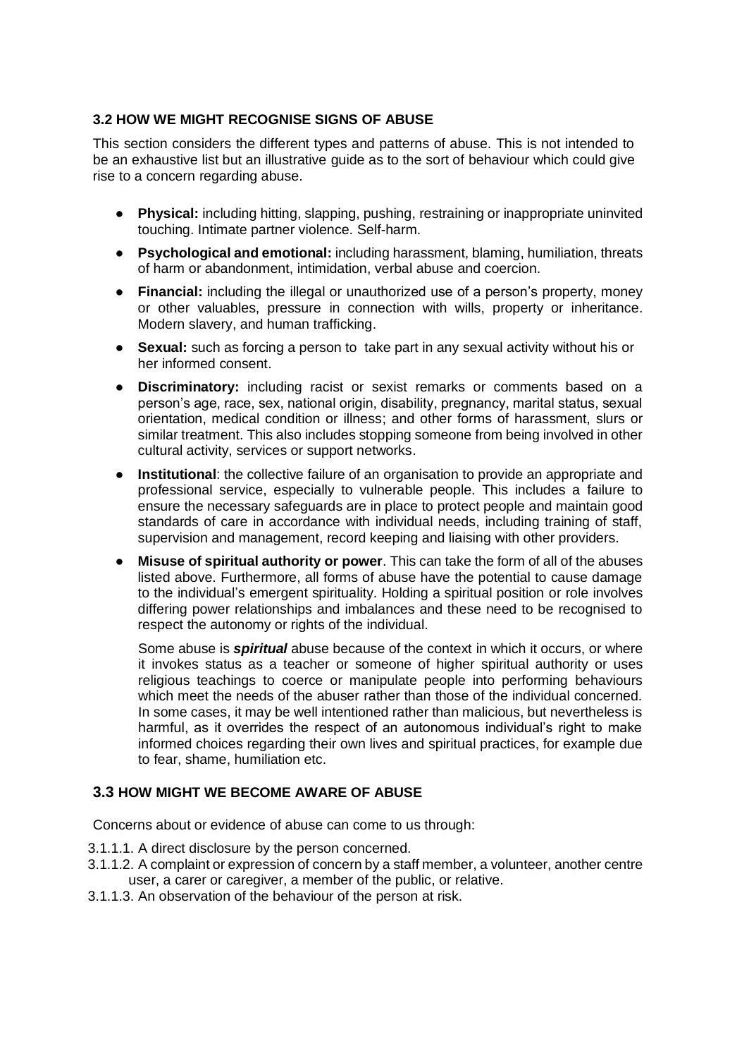### 3.2 HOW WE MIGHT RECOGNISE SIGNS OF ABUSE

This section considers the different types and patterns of abuse. This is not intended to be an exhaustive list but an illustrative guide as to the sort of behaviour which could give rise to a concern regarding abuse.

- **Physical:** including hitting, slapping, pushing, restraining or inappropriate uninvited touching. Intimate partner violence. Self-harm.
- **Psychological and emotional:** including harassment, blaming, humiliation, threats of harm or abandonment, intimidation, verbal abuse and coercion.
- **Financial:** including the illegal or unauthorized use of a person's property, money or other valuables, pressure in connection with wills, property or inheritance. Modern slavery, and human trafficking.
- **Sexual:** such as forcing a person to take part in any sexual activity without his or her informed consent.
- **Discriminatory:** including racist or sexist remarks or comments based on a person's age, race, sex, national origin, disability, pregnancy, marital status, sexual orientation, medical condition or illness; and other forms of harassment, slurs or similar treatment. This also includes stopping someone from being involved in other cultural activity, services or support networks.
- **Institutional**: the collective failure of an organisation to provide an appropriate and professional service, especially to vulnerable people. This includes a failure to ensure the necessary safeguards are in place to protect people and maintain good standards of care in accordance with individual needs, including training of staff, supervision and management, record keeping and liaising with other providers.
- **Misuse of spiritual authority or power**. This can take the form of all of the abuses listed above. Furthermore, all forms of abuse have the potential to cause damage to the individual's emergent spirituality. Holding a spiritual position or role involves differing power relationships and imbalances and these need to be recognised to respect the autonomy or rights of the individual.

  Some abuse is ***spiritual*** abuse because of the context in which it occurs, or where it invokes status as a teacher or someone of higher spiritual authority or uses religious teachings to coerce or manipulate people into performing behaviours which meet the needs of the abuser rather than those of the individual concerned. In some cases, it may be well intentioned rather than malicious, but nevertheless is harmful, as it overrides the respect of an autonomous individual's right to make informed choices regarding their own lives and spiritual practices, for example due to fear, shame, humiliation etc.

### 3.3 HOW MIGHT WE BECOME AWARE OF ABUSE

Concerns about or evidence of abuse can come to us through:

3.1.1.1. A direct disclosure by the person concerned.

3.1.1.2. A complaint or expression of concern by a staff member, a volunteer, another centre user, a carer or caregiver, a member of the public, or relative.

3.1.1.3. An observation of the behaviour of the person at risk.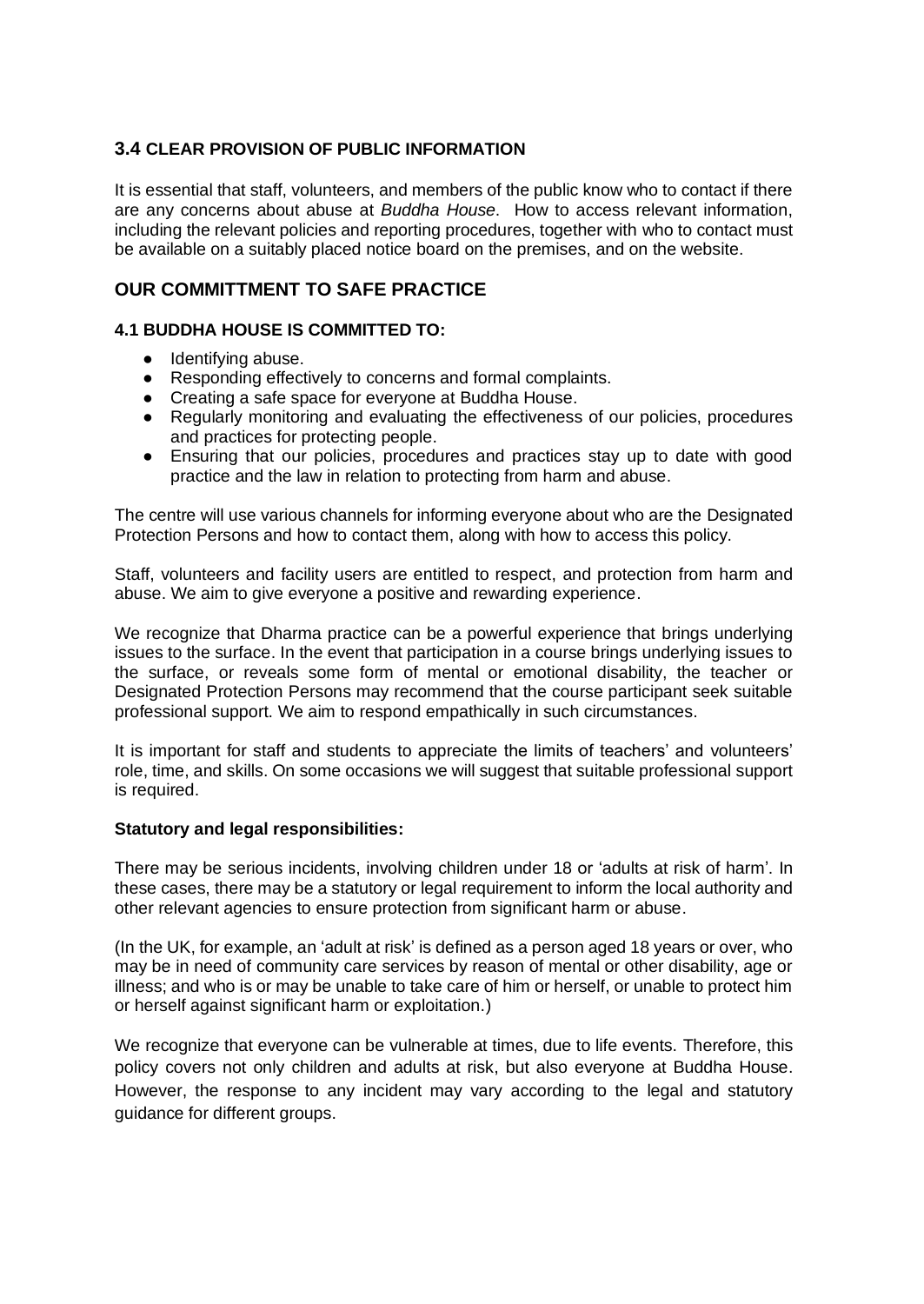### 3.4 CLEAR PROVISION OF PUBLIC INFORMATION

It is essential that staff, volunteers, and members of the public know who to contact if there are any concerns about abuse at *Buddha House*. How to access relevant information, including the relevant policies and reporting procedures, together with who to contact must be available on a suitably placed notice board on the premises, and on the website.

## OUR COMMITTMENT TO SAFE PRACTICE

### 4.1 BUDDHA HOUSE IS COMMITTED TO:

- Identifying abuse.
- Responding effectively to concerns and formal complaints.
- Creating a safe space for everyone at Buddha House.
- Regularly monitoring and evaluating the effectiveness of our policies, procedures and practices for protecting people.
- Ensuring that our policies, procedures and practices stay up to date with good practice and the law in relation to protecting from harm and abuse.

The centre will use various channels for informing everyone about who are the Designated Protection Persons and how to contact them, along with how to access this policy.

Staff, volunteers and facility users are entitled to respect, and protection from harm and abuse. We aim to give everyone a positive and rewarding experience.

We recognize that Dharma practice can be a powerful experience that brings underlying issues to the surface. In the event that participation in a course brings underlying issues to the surface, or reveals some form of mental or emotional disability, the teacher or Designated Protection Persons may recommend that the course participant seek suitable professional support. We aim to respond empathically in such circumstances.

It is important for staff and students to appreciate the limits of teachers' and volunteers' role, time, and skills. On some occasions we will suggest that suitable professional support is required.

**Statutory and legal responsibilities:**

There may be serious incidents, involving children under 18 or 'adults at risk of harm'. In these cases, there may be a statutory or legal requirement to inform the local authority and other relevant agencies to ensure protection from significant harm or abuse.

(In the UK, for example, an 'adult at risk' is defined as a person aged 18 years or over, who may be in need of community care services by reason of mental or other disability, age or illness; and who is or may be unable to take care of him or herself, or unable to protect him or herself against significant harm or exploitation.)

We recognize that everyone can be vulnerable at times, due to life events. Therefore, this policy covers not only children and adults at risk, but also everyone at Buddha House. However, the response to any incident may vary according to the legal and statutory guidance for different groups.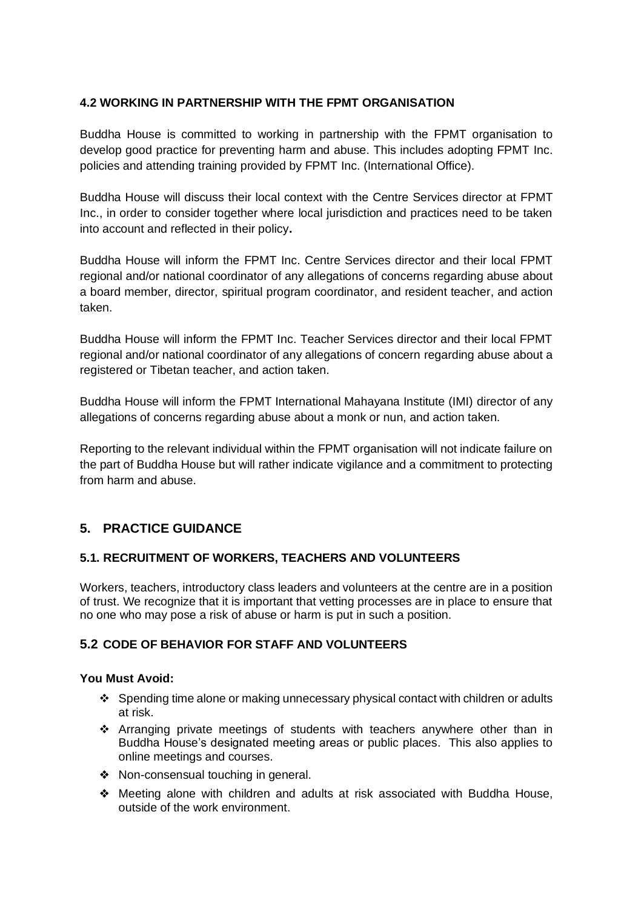### 4.2 WORKING IN PARTNERSHIP WITH THE FPMT ORGANISATION

Buddha House is committed to working in partnership with the FPMT organisation to develop good practice for preventing harm and abuse. This includes adopting FPMT Inc. policies and attending training provided by FPMT Inc. (International Office).

Buddha House will discuss their local context with the Centre Services director at FPMT Inc., in order to consider together where local jurisdiction and practices need to be taken into account and reflected in their policy**.**

Buddha House will inform the FPMT Inc. Centre Services director and their local FPMT regional and/or national coordinator of any allegations of concerns regarding abuse about a board member, director, spiritual program coordinator, and resident teacher, and action taken.

Buddha House will inform the FPMT Inc. Teacher Services director and their local FPMT regional and/or national coordinator of any allegations of concern regarding abuse about a registered or Tibetan teacher, and action taken.

Buddha House will inform the FPMT International Mahayana Institute (IMI) director of any allegations of concerns regarding abuse about a monk or nun, and action taken.

Reporting to the relevant individual within the FPMT organisation will not indicate failure on the part of Buddha House but will rather indicate vigilance and a commitment to protecting from harm and abuse.

## 5. PRACTICE GUIDANCE

### 5.1. RECRUITMENT OF WORKERS, TEACHERS AND VOLUNTEERS

Workers, teachers, introductory class leaders and volunteers at the centre are in a position of trust. We recognize that it is important that vetting processes are in place to ensure that no one who may pose a risk of abuse or harm is put in such a position.

### 5.2 CODE OF BEHAVIOR FOR STAFF AND VOLUNTEERS

**You Must Avoid:**

- Spending time alone or making unnecessary physical contact with children or adults at risk.
- Arranging private meetings of students with teachers anywhere other than in Buddha House's designated meeting areas or public places. This also applies to online meetings and courses.
- Non-consensual touching in general.
- Meeting alone with children and adults at risk associated with Buddha House, outside of the work environment.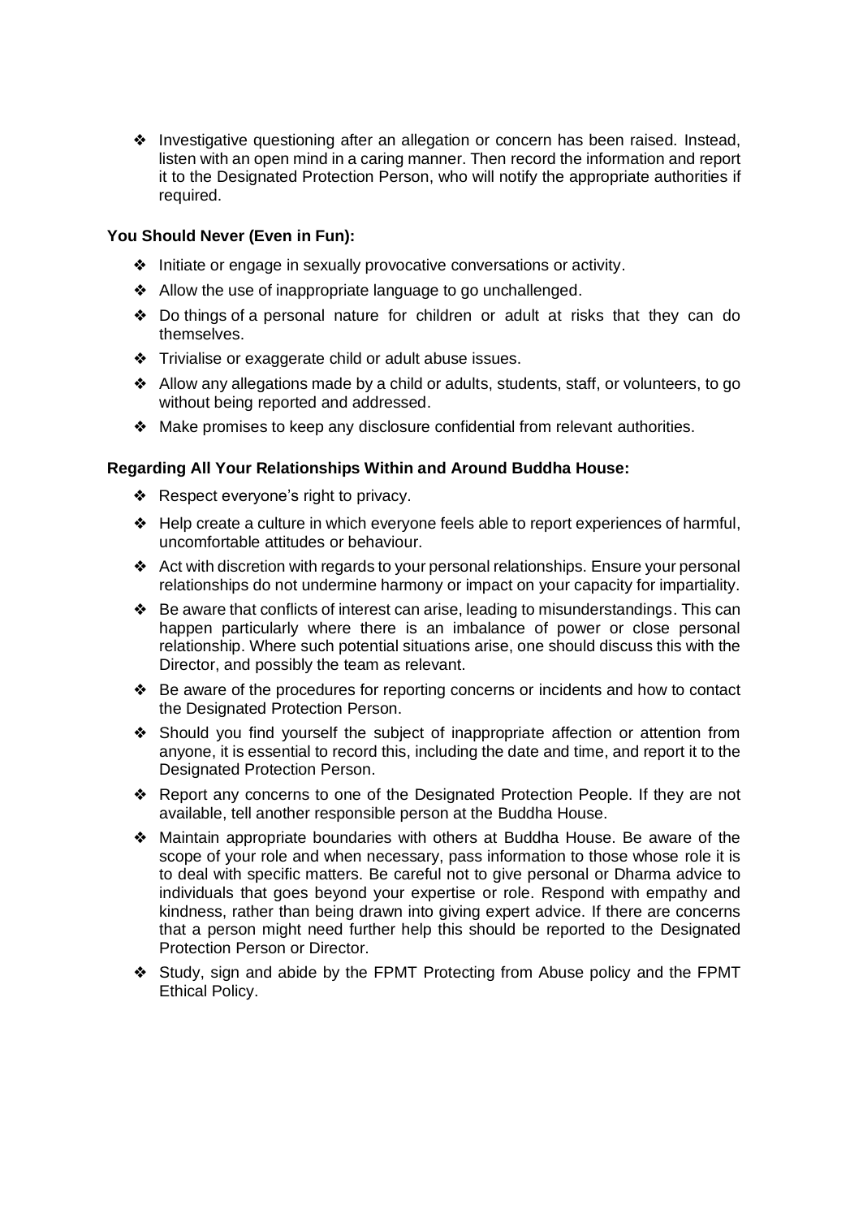- Investigative questioning after an allegation or concern has been raised. Instead, listen with an open mind in a caring manner. Then record the information and report it to the Designated Protection Person, who will notify the appropriate authorities if required.

**You Should Never (Even in Fun):**

- Initiate or engage in sexually provocative conversations or activity.
- Allow the use of inappropriate language to go unchallenged.
- Do things of a personal nature for children or adult at risks that they can do themselves.
- Trivialise or exaggerate child or adult abuse issues.
- Allow any allegations made by a child or adults, students, staff, or volunteers, to go without being reported and addressed.
- Make promises to keep any disclosure confidential from relevant authorities.

**Regarding All Your Relationships Within and Around Buddha House:**

- Respect everyone's right to privacy.
- Help create a culture in which everyone feels able to report experiences of harmful, uncomfortable attitudes or behaviour.
- Act with discretion with regards to your personal relationships. Ensure your personal relationships do not undermine harmony or impact on your capacity for impartiality.
- Be aware that conflicts of interest can arise, leading to misunderstandings. This can happen particularly where there is an imbalance of power or close personal relationship. Where such potential situations arise, one should discuss this with the Director, and possibly the team as relevant.
- Be aware of the procedures for reporting concerns or incidents and how to contact the Designated Protection Person.
- Should you find yourself the subject of inappropriate affection or attention from anyone, it is essential to record this, including the date and time, and report it to the Designated Protection Person.
- Report any concerns to one of the Designated Protection People. If they are not available, tell another responsible person at the Buddha House.
- Maintain appropriate boundaries with others at Buddha House. Be aware of the scope of your role and when necessary, pass information to those whose role it is to deal with specific matters. Be careful not to give personal or Dharma advice to individuals that goes beyond your expertise or role. Respond with empathy and kindness, rather than being drawn into giving expert advice. If there are concerns that a person might need further help this should be reported to the Designated Protection Person or Director.
- Study, sign and abide by the FPMT Protecting from Abuse policy and the FPMT Ethical Policy.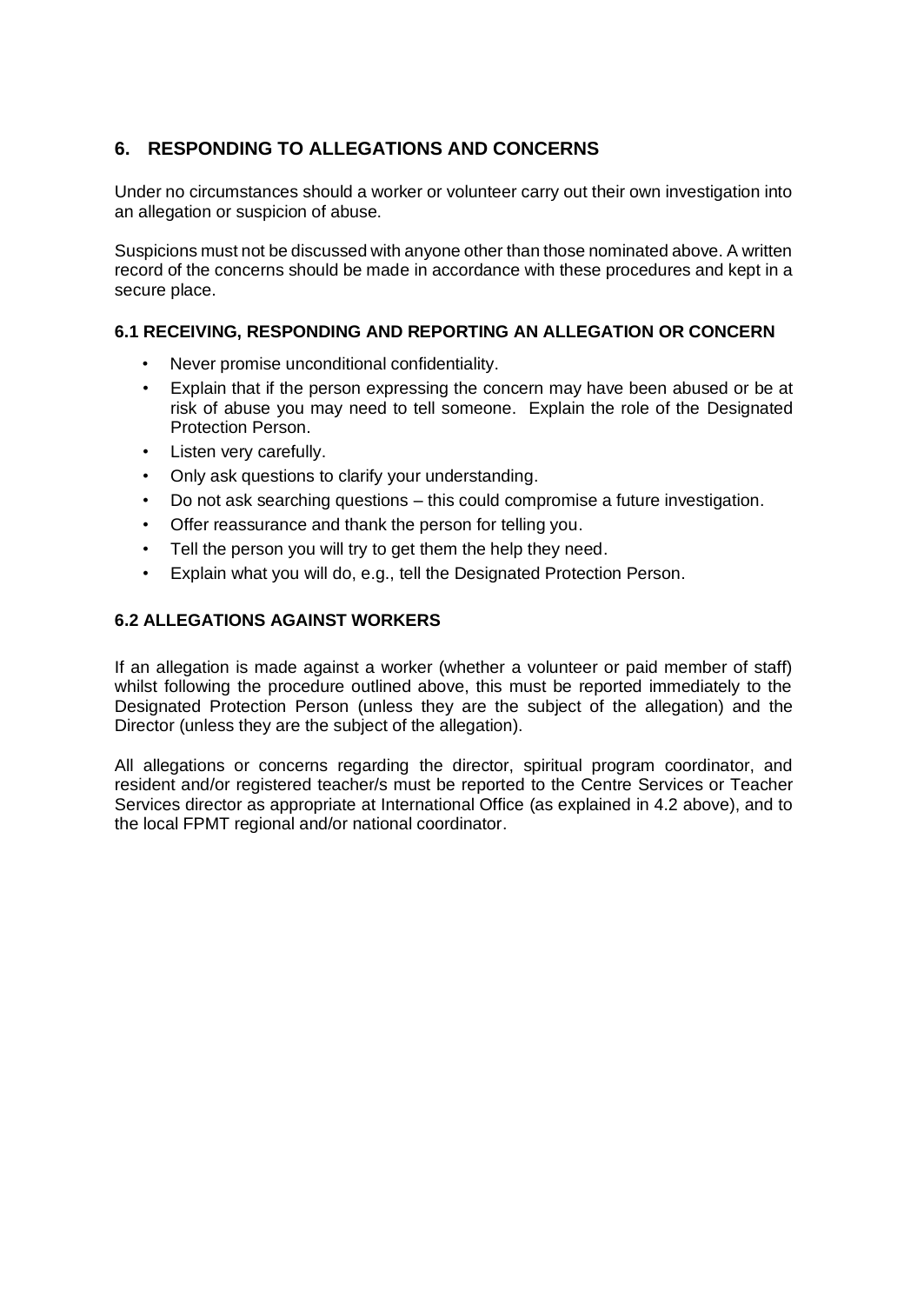## 6. RESPONDING TO ALLEGATIONS AND CONCERNS

Under no circumstances should a worker or volunteer carry out their own investigation into an allegation or suspicion of abuse.

Suspicions must not be discussed with anyone other than those nominated above. A written record of the concerns should be made in accordance with these procedures and kept in a secure place.

### 6.1 RECEIVING, RESPONDING AND REPORTING AN ALLEGATION OR CONCERN

- Never promise unconditional confidentiality.
- Explain that if the person expressing the concern may have been abused or be at risk of abuse you may need to tell someone. Explain the role of the Designated Protection Person.
- Listen very carefully.
- Only ask questions to clarify your understanding.
- Do not ask searching questions – this could compromise a future investigation.
- Offer reassurance and thank the person for telling you.
- Tell the person you will try to get them the help they need.
- Explain what you will do, e.g., tell the Designated Protection Person.

### 6.2 ALLEGATIONS AGAINST WORKERS

If an allegation is made against a worker (whether a volunteer or paid member of staff) whilst following the procedure outlined above, this must be reported immediately to the Designated Protection Person (unless they are the subject of the allegation) and the Director (unless they are the subject of the allegation).

All allegations or concerns regarding the director, spiritual program coordinator, and resident and/or registered teacher/s must be reported to the Centre Services or Teacher Services director as appropriate at International Office (as explained in 4.2 above), and to the local FPMT regional and/or national coordinator.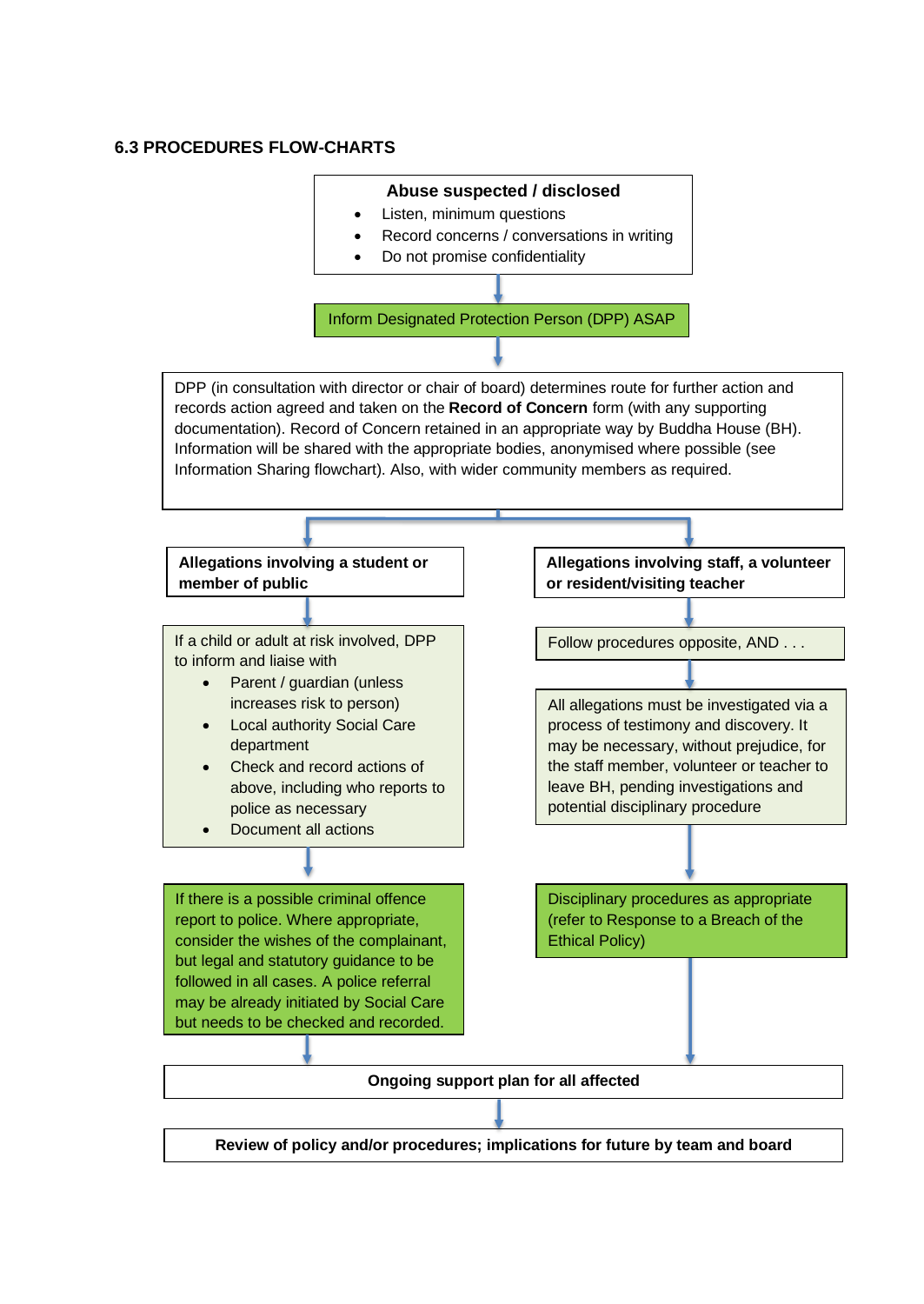### 6.3 PROCEDURES FLOW-CHARTS

**Abuse suspected / disclosed**

- Listen, minimum questions
- Record concerns / conversations in writing
- Do not promise confidentiality

↓

Inform Designated Protection Person (DPP) ASAP

↓

DPP (in consultation with director or chair of board) determines route for further action and records action agreed and taken on the **Record of Concern** form (with any supporting documentation). Record of Concern retained in an appropriate way by Buddha House (BH). Information will be shared with the appropriate bodies, anonymised where possible (see Information Sharing flowchart). Also, with wider community members as required.

↓

**Allegations involving a student or member of public**

↓

If a child or adult at risk involved, DPP to inform and liaise with

- Parent / guardian (unless increases risk to person)
- Local authority Social Care department
- Check and record actions of above, including who reports to police as necessary
- Document all actions

↓

If there is a possible criminal offence report to police. Where appropriate, consider the wishes of the complainant, but legal and statutory guidance to be followed in all cases. A police referral may be already initiated by Social Care but needs to be checked and recorded.

↓

**Allegations involving staff, a volunteer or resident/visiting teacher**

↓

Follow procedures opposite, AND . . .

↓

All allegations must be investigated via a process of testimony and discovery. It may be necessary, without prejudice, for the staff member, volunteer or teacher to leave BH, pending investigations and potential disciplinary procedure

↓

Disciplinary procedures as appropriate (refer to Response to a Breach of the Ethical Policy)

↓

**Ongoing support plan for all affected**

↓

**Review of policy and/or procedures; implications for future by team and board**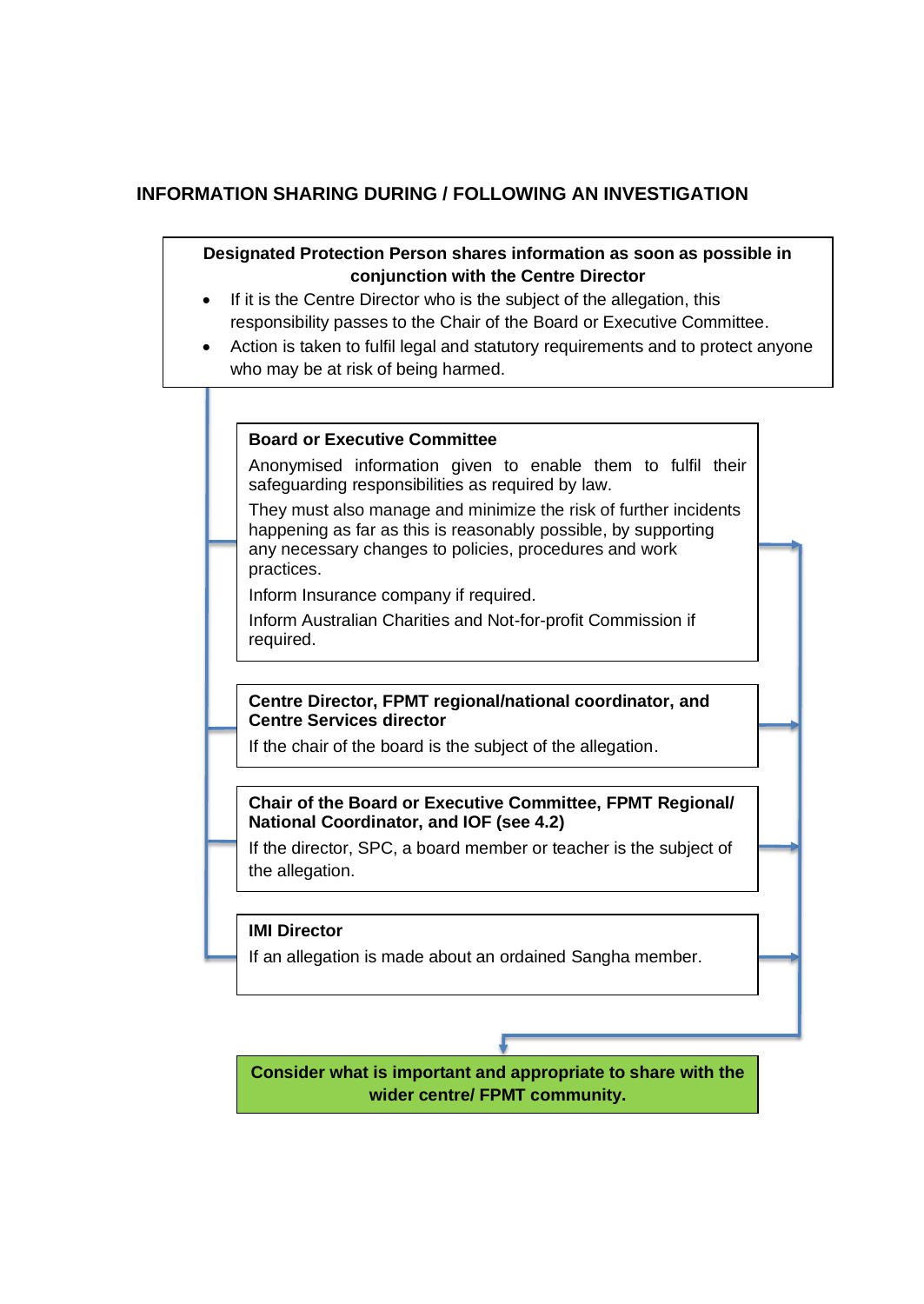## INFORMATION SHARING DURING / FOLLOWING AN INVESTIGATION

**Designated Protection Person shares information as soon as possible in conjunction with the Centre Director**

- If it is the Centre Director who is the subject of the allegation, this responsibility passes to the Chair of the Board or Executive Committee.
- Action is taken to fulfil legal and statutory requirements and to protect anyone who may be at risk of being harmed.

**Board or Executive Committee**

Anonymised information given to enable them to fulfil their safeguarding responsibilities as required by law.

They must also manage and minimize the risk of further incidents happening as far as this is reasonably possible, by supporting any necessary changes to policies, procedures and work practices.

Inform Insurance company if required.

Inform Australian Charities and Not-for-profit Commission if required.

**Centre Director, FPMT regional/national coordinator, and Centre Services director**

If the chair of the board is the subject of the allegation.

**Chair of the Board or Executive Committee, FPMT Regional/ National Coordinator, and IOF (see 4.2)**

If the director, SPC, a board member or teacher is the subject of the allegation.

**IMI Director**

If an allegation is made about an ordained Sangha member.

**Consider what is important and appropriate to share with the wider centre/ FPMT community.**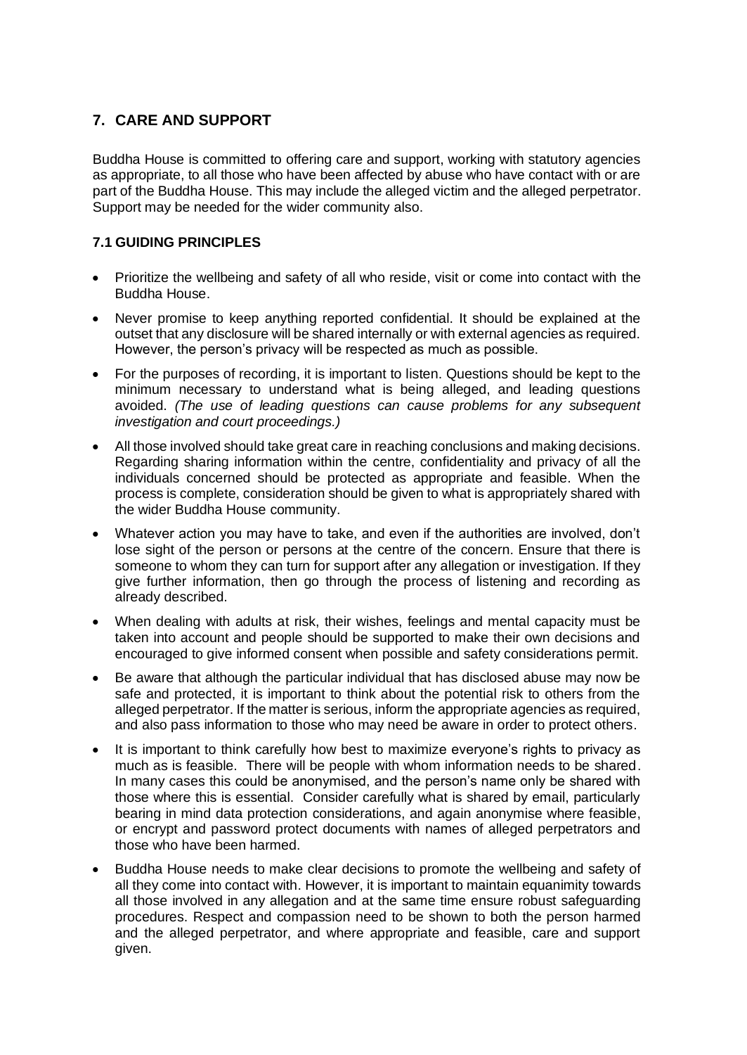## 7. CARE AND SUPPORT

Buddha House is committed to offering care and support, working with statutory agencies as appropriate, to all those who have been affected by abuse who have contact with or are part of the Buddha House. This may include the alleged victim and the alleged perpetrator. Support may be needed for the wider community also.

### 7.1 GUIDING PRINCIPLES

- Prioritize the wellbeing and safety of all who reside, visit or come into contact with the Buddha House.
- Never promise to keep anything reported confidential. It should be explained at the outset that any disclosure will be shared internally or with external agencies as required. However, the person's privacy will be respected as much as possible.
- For the purposes of recording, it is important to listen. Questions should be kept to the minimum necessary to understand what is being alleged, and leading questions avoided. *(The use of leading questions can cause problems for any subsequent investigation and court proceedings.)*
- All those involved should take great care in reaching conclusions and making decisions. Regarding sharing information within the centre, confidentiality and privacy of all the individuals concerned should be protected as appropriate and feasible. When the process is complete, consideration should be given to what is appropriately shared with the wider Buddha House community.
- Whatever action you may have to take, and even if the authorities are involved, don't lose sight of the person or persons at the centre of the concern. Ensure that there is someone to whom they can turn for support after any allegation or investigation. If they give further information, then go through the process of listening and recording as already described.
- When dealing with adults at risk, their wishes, feelings and mental capacity must be taken into account and people should be supported to make their own decisions and encouraged to give informed consent when possible and safety considerations permit.
- Be aware that although the particular individual that has disclosed abuse may now be safe and protected, it is important to think about the potential risk to others from the alleged perpetrator. If the matter is serious, inform the appropriate agencies as required, and also pass information to those who may need be aware in order to protect others.
- It is important to think carefully how best to maximize everyone's rights to privacy as much as is feasible. There will be people with whom information needs to be shared. In many cases this could be anonymised, and the person's name only be shared with those where this is essential. Consider carefully what is shared by email, particularly bearing in mind data protection considerations, and again anonymise where feasible, or encrypt and password protect documents with names of alleged perpetrators and those who have been harmed.
- Buddha House needs to make clear decisions to promote the wellbeing and safety of all they come into contact with. However, it is important to maintain equanimity towards all those involved in any allegation and at the same time ensure robust safeguarding procedures. Respect and compassion need to be shown to both the person harmed and the alleged perpetrator, and where appropriate and feasible, care and support given.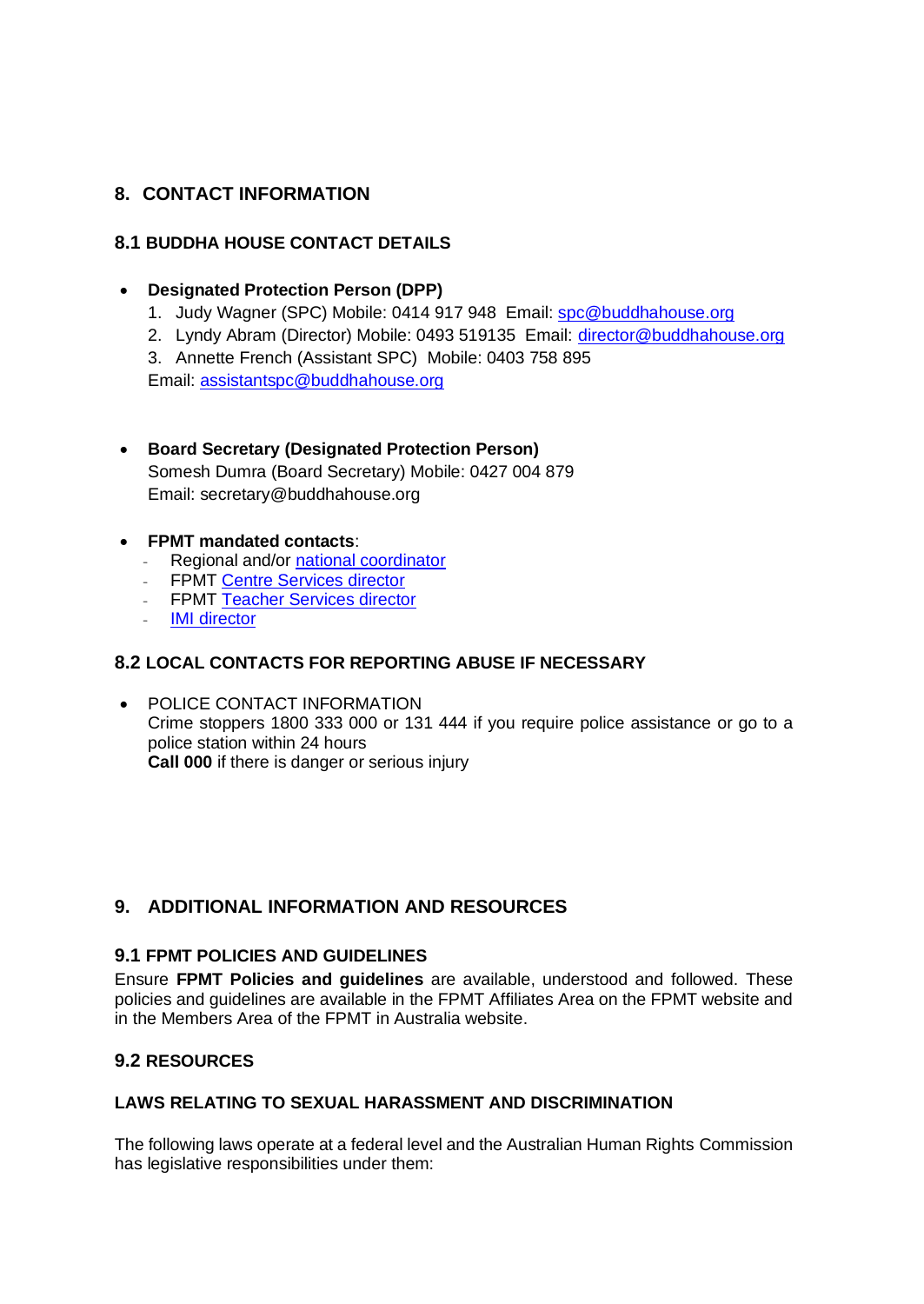## 8. CONTACT INFORMATION

### 8.1 BUDDHA HOUSE CONTACT DETAILS

- **Designated Protection Person (DPP)**
  1. Judy Wagner (SPC) Mobile: 0414 917 948 Email: spc@buddhahouse.org
  2. Lyndy Abram (Director) Mobile: 0493 519135 Email: director@buddhahouse.org
  3. Annette French (Assistant SPC) Mobile: 0403 758 895

  Email: assistantspc@buddhahouse.org

- **Board Secretary (Designated Protection Person)**
  Somesh Dumra (Board Secretary) Mobile: 0427 004 879
  Email: secretary@buddhahouse.org

- **FPMT mandated contacts**:
  - Regional and/or national coordinator
  - FPMT Centre Services director
  - FPMT Teacher Services director
  - IMI director

### 8.2 LOCAL CONTACTS FOR REPORTING ABUSE IF NECESSARY

- POLICE CONTACT INFORMATION
  Crime stoppers 1800 333 000 or 131 444 if you require police assistance or go to a police station within 24 hours
  **Call 000** if there is danger or serious injury

## 9. ADDITIONAL INFORMATION AND RESOURCES

### 9.1 FPMT POLICIES AND GUIDELINES

Ensure **FPMT Policies and guidelines** are available, understood and followed. These policies and guidelines are available in the FPMT Affiliates Area on the FPMT website and in the Members Area of the FPMT in Australia website.

### 9.2 RESOURCES

#### LAWS RELATING TO SEXUAL HARASSMENT AND DISCRIMINATION

The following laws operate at a federal level and the Australian Human Rights Commission has legislative responsibilities under them: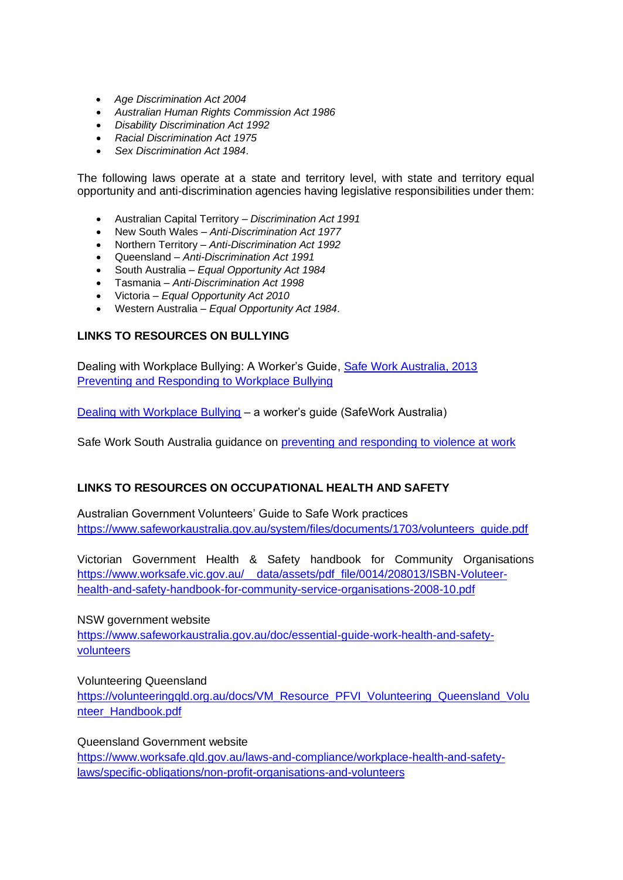- *Age Discrimination Act 2004*
- *Australian Human Rights Commission Act 1986*
- *Disability Discrimination Act 1992*
- *Racial Discrimination Act 1975*
- *Sex Discrimination Act 1984*.

The following laws operate at a state and territory level, with state and territory equal opportunity and anti-discrimination agencies having legislative responsibilities under them:

- Australian Capital Territory – *Discrimination Act 1991*
- New South Wales – *Anti-Discrimination Act 1977*
- Northern Territory – *Anti-Discrimination Act 1992*
- Queensland – *Anti-Discrimination Act 1991*
- South Australia – *Equal Opportunity Act 1984*
- Tasmania – *Anti-Discrimination Act 1998*
- Victoria – *Equal Opportunity Act 2010*
- Western Australia – *Equal Opportunity Act 1984*.

**LINKS TO RESOURCES ON BULLYING**

Dealing with Workplace Bullying: A Worker's Guide, Safe Work Australia, 2013
Preventing and Responding to Workplace Bullying

Dealing with Workplace Bullying – a worker's guide (SafeWork Australia)

Safe Work South Australia guidance on preventing and responding to violence at work

**LINKS TO RESOURCES ON OCCUPATIONAL HEALTH AND SAFETY**

Australian Government Volunteers' Guide to Safe Work practices
https://www.safeworkaustralia.gov.au/system/files/documents/1703/volunteers_guide.pdf

Victorian Government Health & Safety handbook for Community Organisations
https://www.worksafe.vic.gov.au/__data/assets/pdf_file/0014/208013/ISBN-Voluteer-health-and-safety-handbook-for-community-service-organisations-2008-10.pdf

NSW government website
https://www.safeworkaustralia.gov.au/doc/essential-guide-work-health-and-safety-volunteers

Volunteering Queensland
https://volunteeringqld.org.au/docs/VM_Resource_PFVI_Volunteering_Queensland_Volunteer_Handbook.pdf

Queensland Government website
https://www.worksafe.qld.gov.au/laws-and-compliance/workplace-health-and-safety-laws/specific-obligations/non-profit-organisations-and-volunteers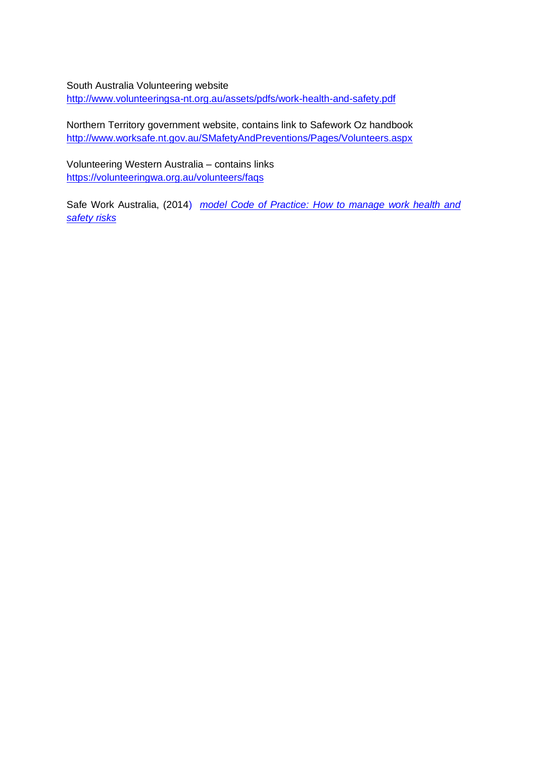South Australia Volunteering website
http://www.volunteeringsa-nt.org.au/assets/pdfs/work-health-and-safety.pdf

Northern Territory government website, contains link to Safework Oz handbook
http://www.worksafe.nt.gov.au/SMafetyAndPreventions/Pages/Volunteers.aspx

Volunteering Western Australia – contains links
https://volunteeringwa.org.au/volunteers/faqs

Safe Work Australia, (2014) *model Code of Practice: How to manage work health and safety risks*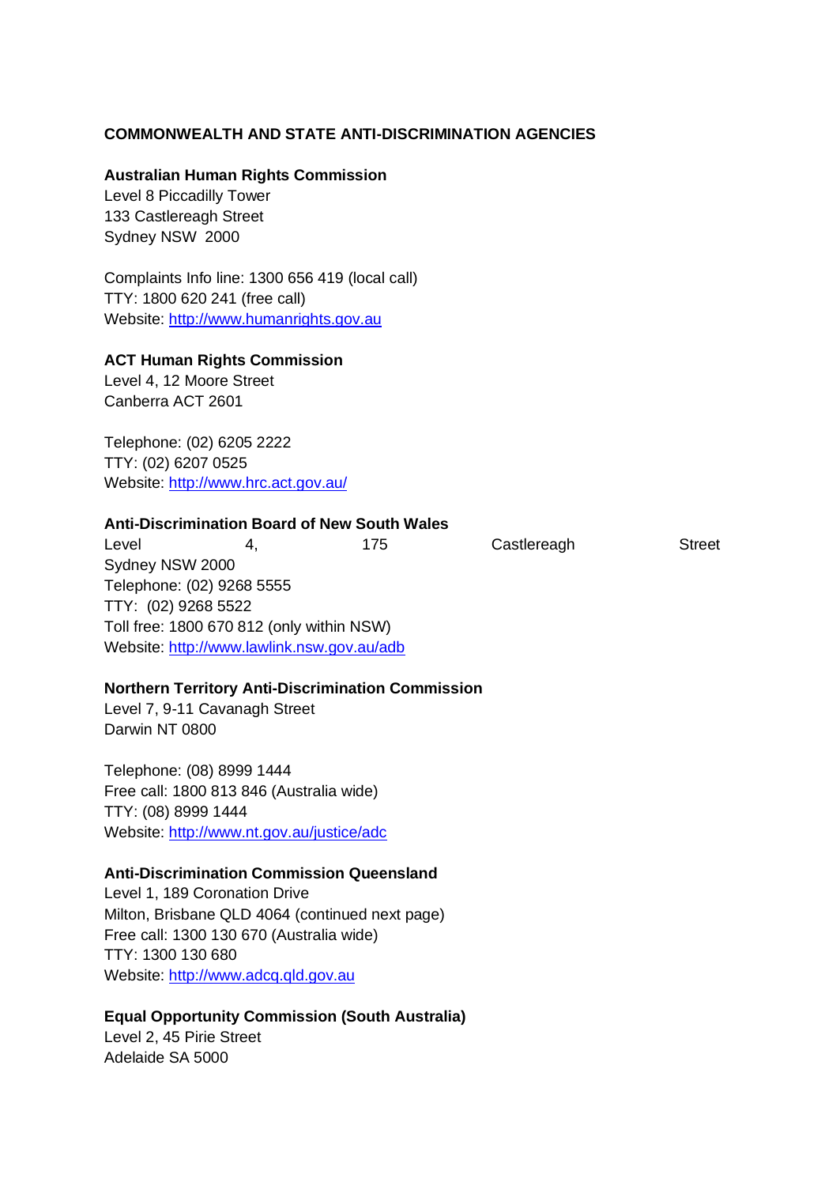**COMMONWEALTH AND STATE ANTI-DISCRIMINATION AGENCIES**

**Australian Human Rights Commission**
Level 8 Piccadilly Tower
133 Castlereagh Street
Sydney NSW 2000

Complaints Info line: 1300 656 419 (local call)
TTY: 1800 620 241 (free call)
Website: http://www.humanrights.gov.au

**ACT Human Rights Commission**
Level 4, 12 Moore Street
Canberra ACT 2601

Telephone: (02) 6205 2222
TTY: (02) 6207 0525
Website: http://www.hrc.act.gov.au/

**Anti-Discrimination Board of New South Wales**
Level 4, 175 Castlereagh Street
Sydney NSW 2000
Telephone: (02) 9268 5555
TTY: (02) 9268 5522
Toll free: 1800 670 812 (only within NSW)
Website: http://www.lawlink.nsw.gov.au/adb

**Northern Territory Anti-Discrimination Commission**
Level 7, 9-11 Cavanagh Street
Darwin NT 0800

Telephone: (08) 8999 1444
Free call: 1800 813 846 (Australia wide)
TTY: (08) 8999 1444
Website: http://www.nt.gov.au/justice/adc

**Anti-Discrimination Commission Queensland**
Level 1, 189 Coronation Drive
Milton, Brisbane QLD 4064 (continued next page)
Free call: 1300 130 670 (Australia wide)
TTY: 1300 130 680
Website: http://www.adcq.qld.gov.au

**Equal Opportunity Commission (South Australia)**
Level 2, 45 Pirie Street
Adelaide SA 5000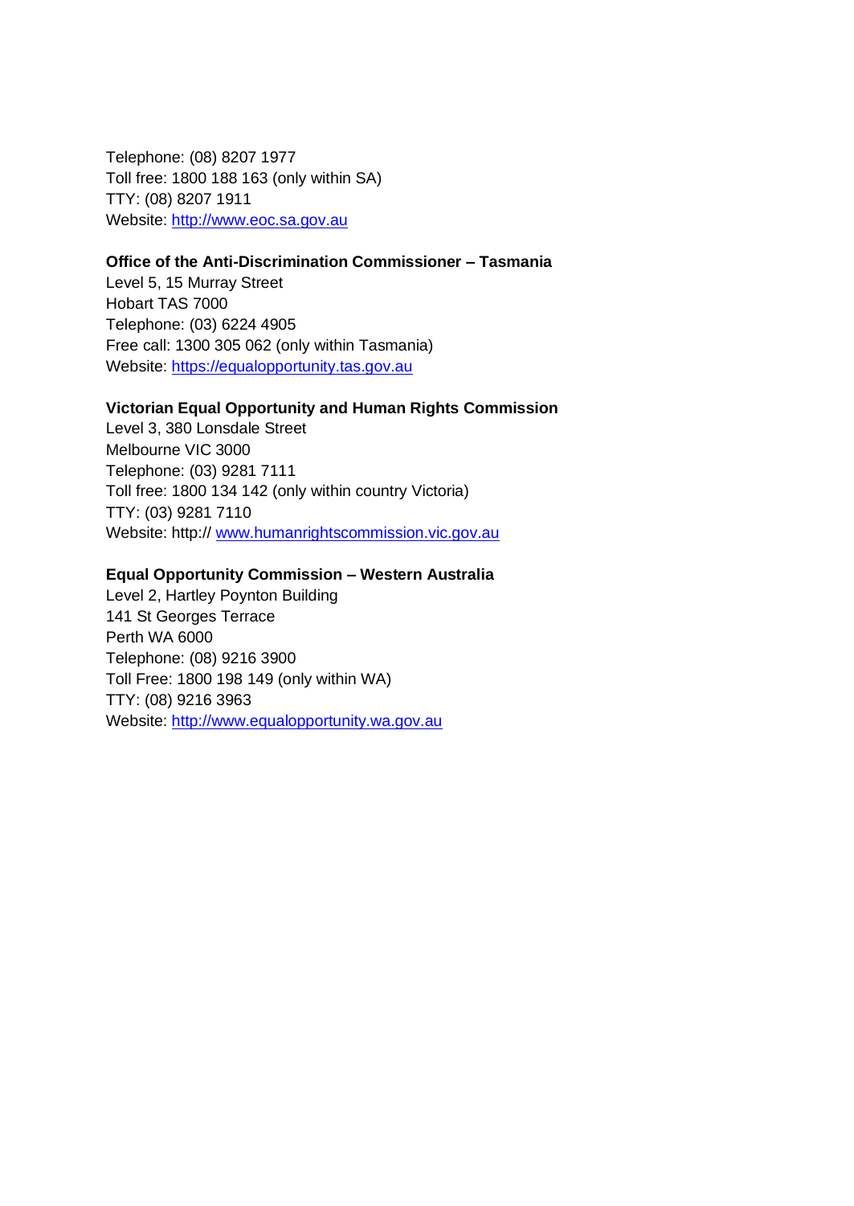Telephone: (08) 8207 1977
Toll free: 1800 188 163 (only within SA)
TTY: (08) 8207 1911
Website: http://www.eoc.sa.gov.au

**Office of the Anti-Discrimination Commissioner – Tasmania**
Level 5, 15 Murray Street
Hobart TAS 7000
Telephone: (03) 6224 4905
Free call: 1300 305 062 (only within Tasmania)
Website: https://equalopportunity.tas.gov.au

**Victorian Equal Opportunity and Human Rights Commission**
Level 3, 380 Lonsdale Street
Melbourne VIC 3000
Telephone: (03) 9281 7111
Toll free: 1800 134 142 (only within country Victoria)
TTY: (03) 9281 7110
Website: http:// www.humanrightscommission.vic.gov.au

**Equal Opportunity Commission – Western Australia**
Level 2, Hartley Poynton Building
141 St Georges Terrace
Perth WA 6000
Telephone: (08) 9216 3900
Toll Free: 1800 198 149 (only within WA)
TTY: (08) 9216 3963
Website: http://www.equalopportunity.wa.gov.au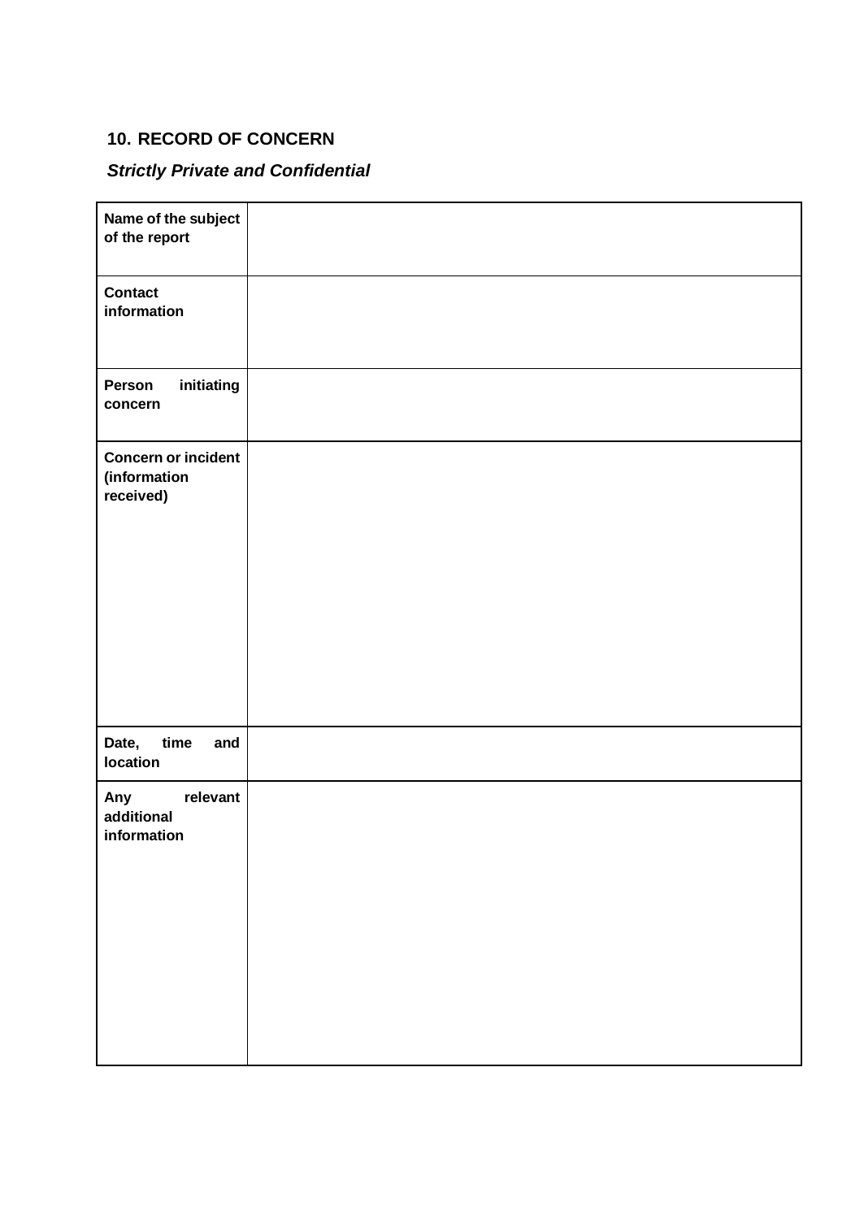## 10. RECORD OF CONCERN

***Strictly Private and Confidential***

| | |
|---|---|
| **Name of the subject of the report** | |
| **Contact information** | |
| **Person initiating concern** | |
| **Concern or incident (information received)** | |
| **Date, time and location** | |
| **Any relevant additional information** | |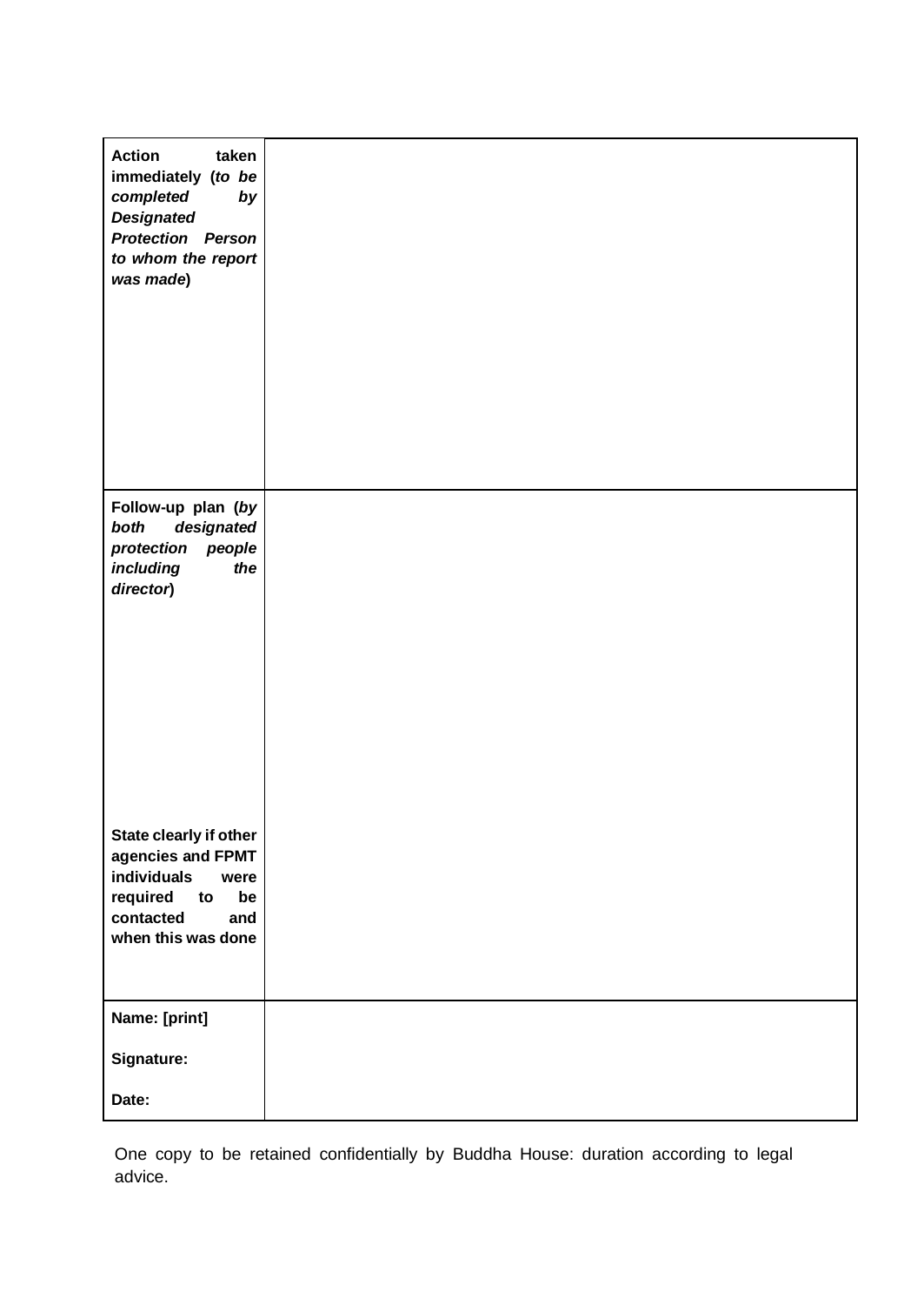| | |
|---|---|
| **Action taken immediately (*to be completed by Designated Protection Person to whom the report was made*)** | |
| **Follow-up plan (*by both designated protection people including the director*)**<br><br>**State clearly if other agencies and FPMT individuals were required to be contacted and when this was done** | |
| **Name: [print]**<br><br>**Signature:**<br><br>**Date:** | |

One copy to be retained confidentially by Buddha House: duration according to legal advice.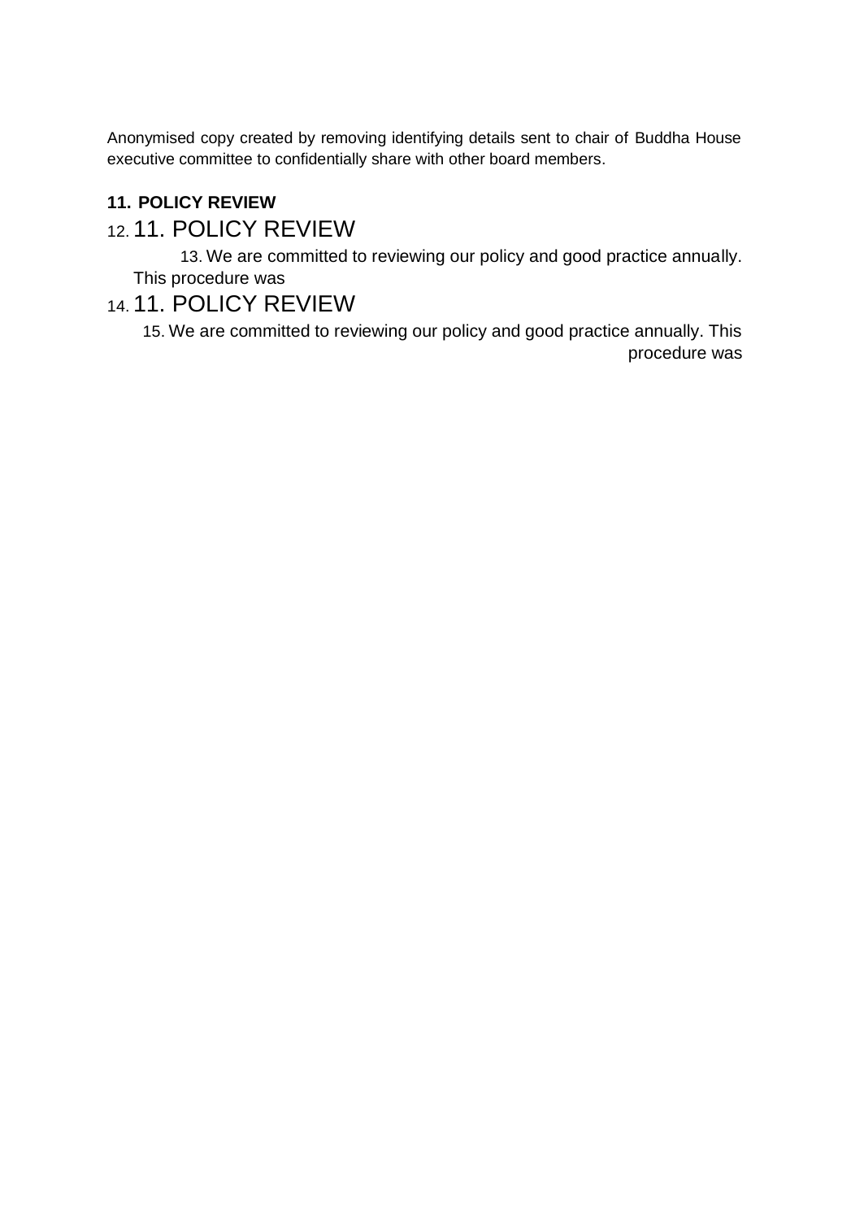Anonymised copy created by removing identifying details sent to chair of Buddha House executive committee to confidentially share with other board members.

**11. POLICY REVIEW**

12. 11. POLICY REVIEW

13. We are committed to reviewing our policy and good practice annually. This procedure was

14. 11. POLICY REVIEW

15. We are committed to reviewing our policy and good practice annually. This procedure was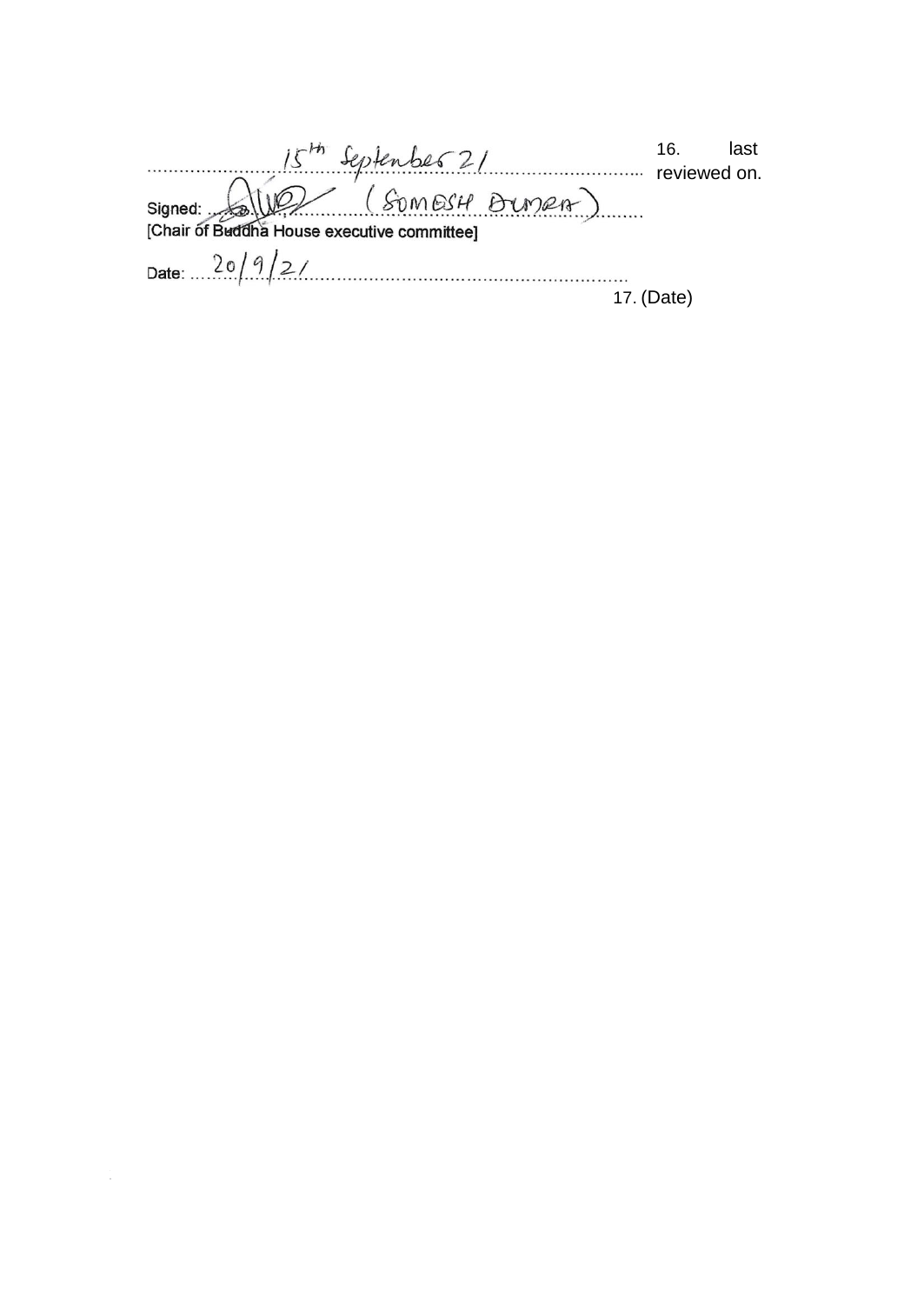……15th September 21…………………………… 16. last reviewed on.

Signed: ……(SOMESH DUMRA)……

[Chair of Buddha House executive committee]

Date: …20/9/21……………………………

17. (Date)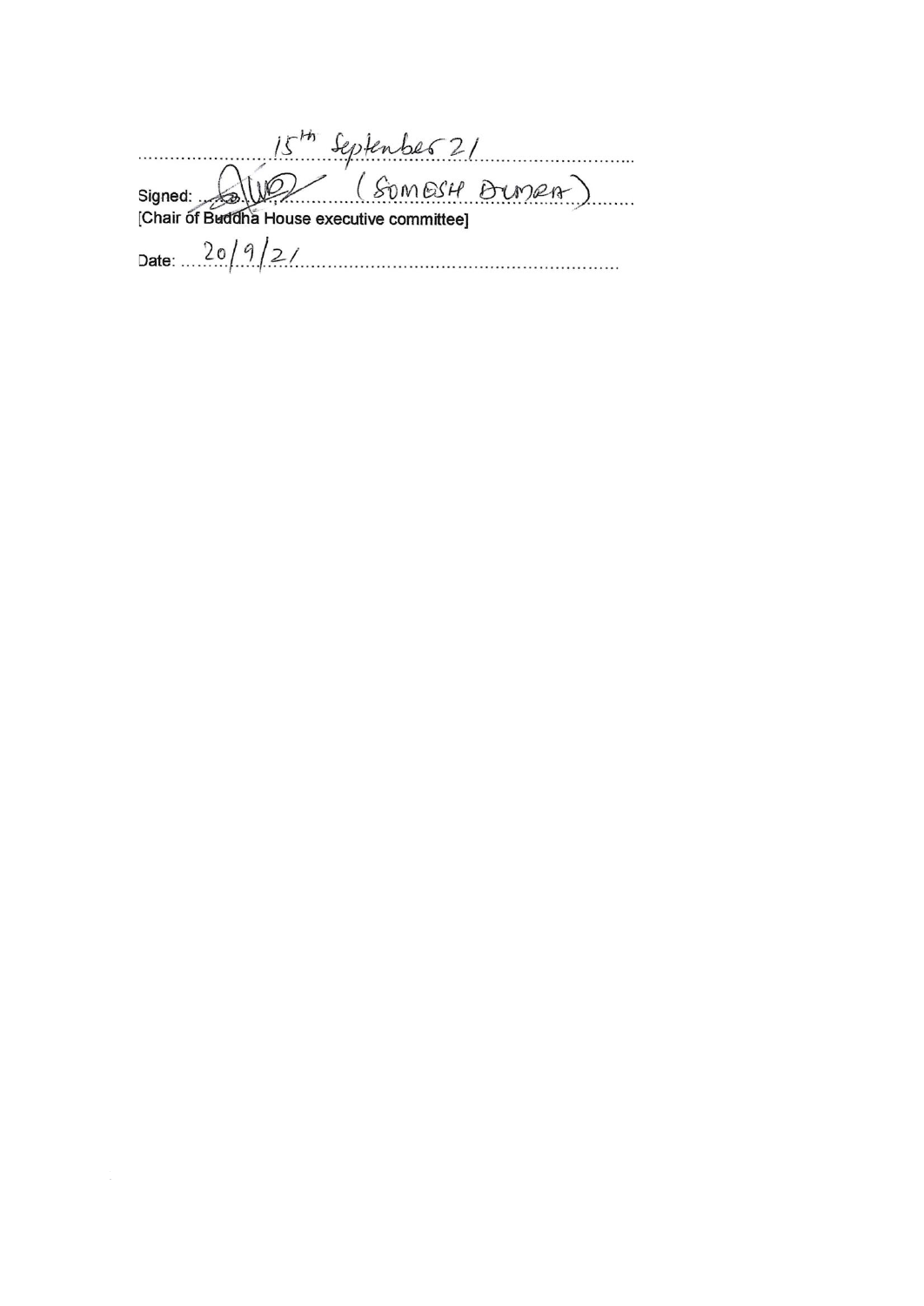15th September 21

Signed: (SOMESH DUMRA)
[Chair of Buddha House executive committee]

Date: 20/9/21